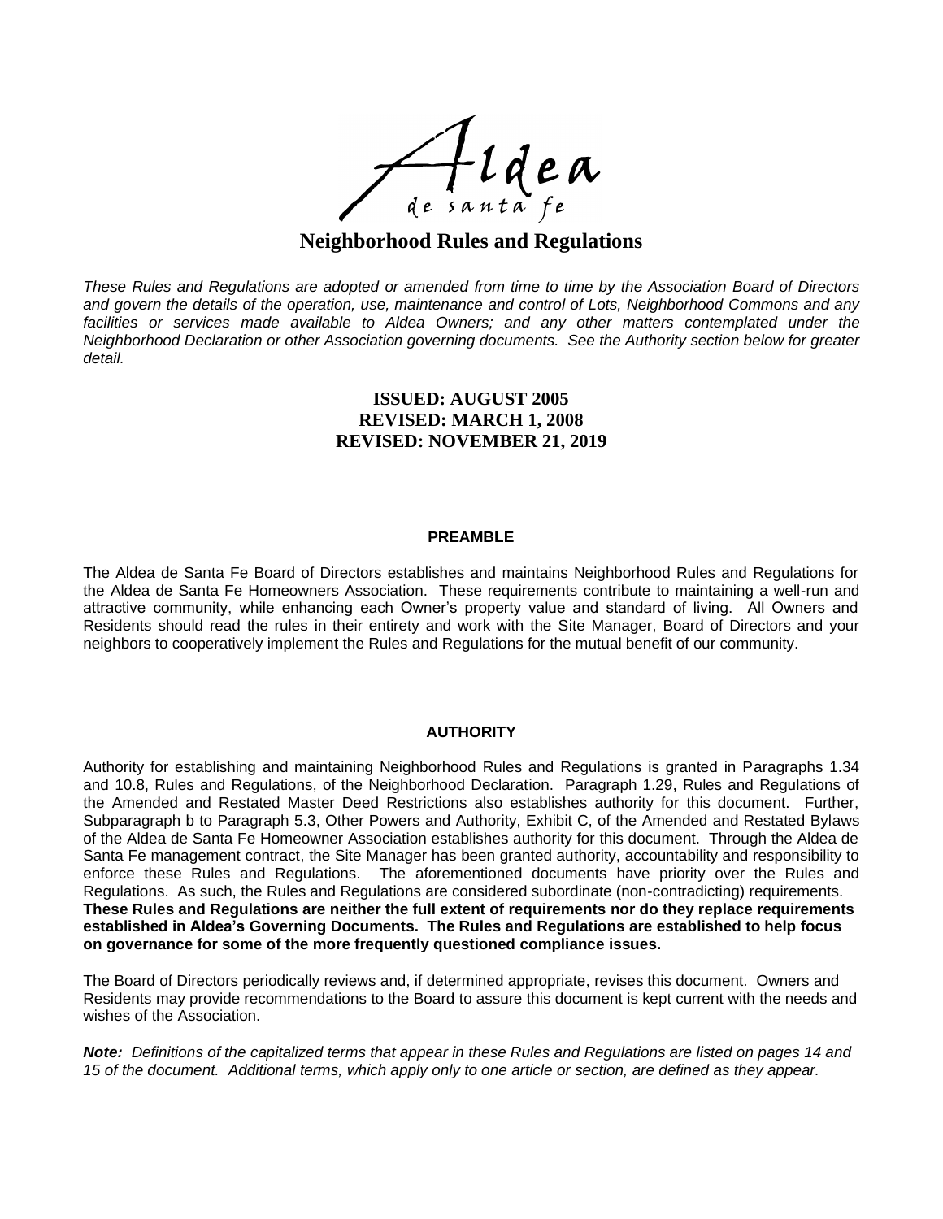Aldea de santa fe

# Neighborhood Rules and Regulations

*These Rules and Regulations are adopted or amended from time to time by the Association Board of Directors and govern the details of the operation, use, maintenance and control of Lots, Neighborhood Commons and any facilities or services made available to Aldea Owners; and any other matters contemplated under the Neighborhood Declaration or other Association governing documents. See the Authority section below for greater detail.*

**ISSUED: AUGUST 2005**
**REVISED: MARCH 1, 2008**
**REVISED: NOVEMBER 21, 2019**

---

## PREAMBLE

The Aldea de Santa Fe Board of Directors establishes and maintains Neighborhood Rules and Regulations for the Aldea de Santa Fe Homeowners Association. These requirements contribute to maintaining a well-run and attractive community, while enhancing each Owner's property value and standard of living. All Owners and Residents should read the rules in their entirety and work with the Site Manager, Board of Directors and your neighbors to cooperatively implement the Rules and Regulations for the mutual benefit of our community.

## AUTHORITY

Authority for establishing and maintaining Neighborhood Rules and Regulations is granted in Paragraphs 1.34 and 10.8, Rules and Regulations, of the Neighborhood Declaration. Paragraph 1.29, Rules and Regulations of the Amended and Restated Master Deed Restrictions also establishes authority for this document. Further, Subparagraph b to Paragraph 5.3, Other Powers and Authority, Exhibit C, of the Amended and Restated Bylaws of the Aldea de Santa Fe Homeowner Association establishes authority for this document. Through the Aldea de Santa Fe management contract, the Site Manager has been granted authority, accountability and responsibility to enforce these Rules and Regulations. The aforementioned documents have priority over the Rules and Regulations. As such, the Rules and Regulations are considered subordinate (non-contradicting) requirements. **These Rules and Regulations are neither the full extent of requirements nor do they replace requirements established in Aldea's Governing Documents. The Rules and Regulations are established to help focus on governance for some of the more frequently questioned compliance issues.**

The Board of Directors periodically reviews and, if determined appropriate, revises this document. Owners and Residents may provide recommendations to the Board to assure this document is kept current with the needs and wishes of the Association.

***Note:*** *Definitions of the capitalized terms that appear in these Rules and Regulations are listed on pages 14 and 15 of the document. Additional terms, which apply only to one article or section, are defined as they appear.*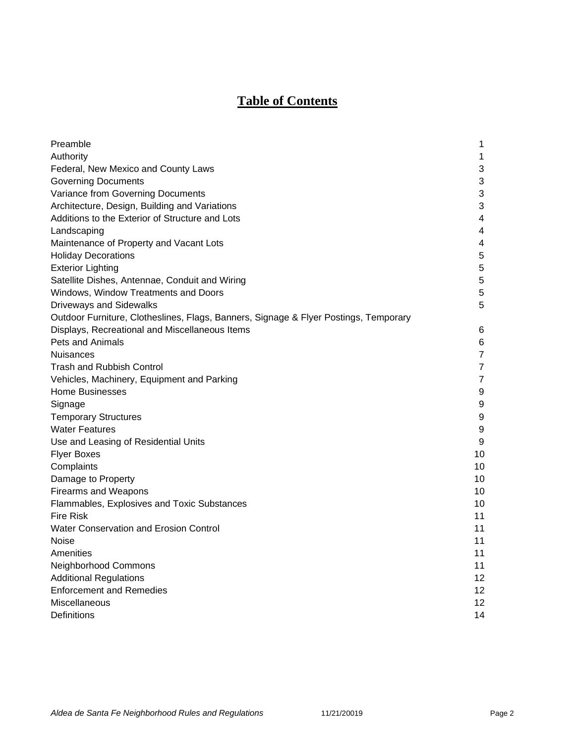# Table of Contents

| | |
|---|---|
| Preamble | 1 |
| Authority | 1 |
| Federal, New Mexico and County Laws | 3 |
| Governing Documents | 3 |
| Variance from Governing Documents | 3 |
| Architecture, Design, Building and Variations | 3 |
| Additions to the Exterior of Structure and Lots | 4 |
| Landscaping | 4 |
| Maintenance of Property and Vacant Lots | 4 |
| Holiday Decorations | 5 |
| Exterior Lighting | 5 |
| Satellite Dishes, Antennae, Conduit and Wiring | 5 |
| Windows, Window Treatments and Doors | 5 |
| Driveways and Sidewalks | 5 |
| Outdoor Furniture, Clotheslines, Flags, Banners, Signage & Flyer Postings, Temporary Displays, Recreational and Miscellaneous Items | 6 |
| Pets and Animals | 6 |
| Nuisances | 7 |
| Trash and Rubbish Control | 7 |
| Vehicles, Machinery, Equipment and Parking | 7 |
| Home Businesses | 9 |
| Signage | 9 |
| Temporary Structures | 9 |
| Water Features | 9 |
| Use and Leasing of Residential Units | 9 |
| Flyer Boxes | 10 |
| Complaints | 10 |
| Damage to Property | 10 |
| Firearms and Weapons | 10 |
| Flammables, Explosives and Toxic Substances | 10 |
| Fire Risk | 11 |
| Water Conservation and Erosion Control | 11 |
| Noise | 11 |
| Amenities | 11 |
| Neighborhood Commons | 11 |
| Additional Regulations | 12 |
| Enforcement and Remedies | 12 |
| Miscellaneous | 12 |
| Definitions | 14 |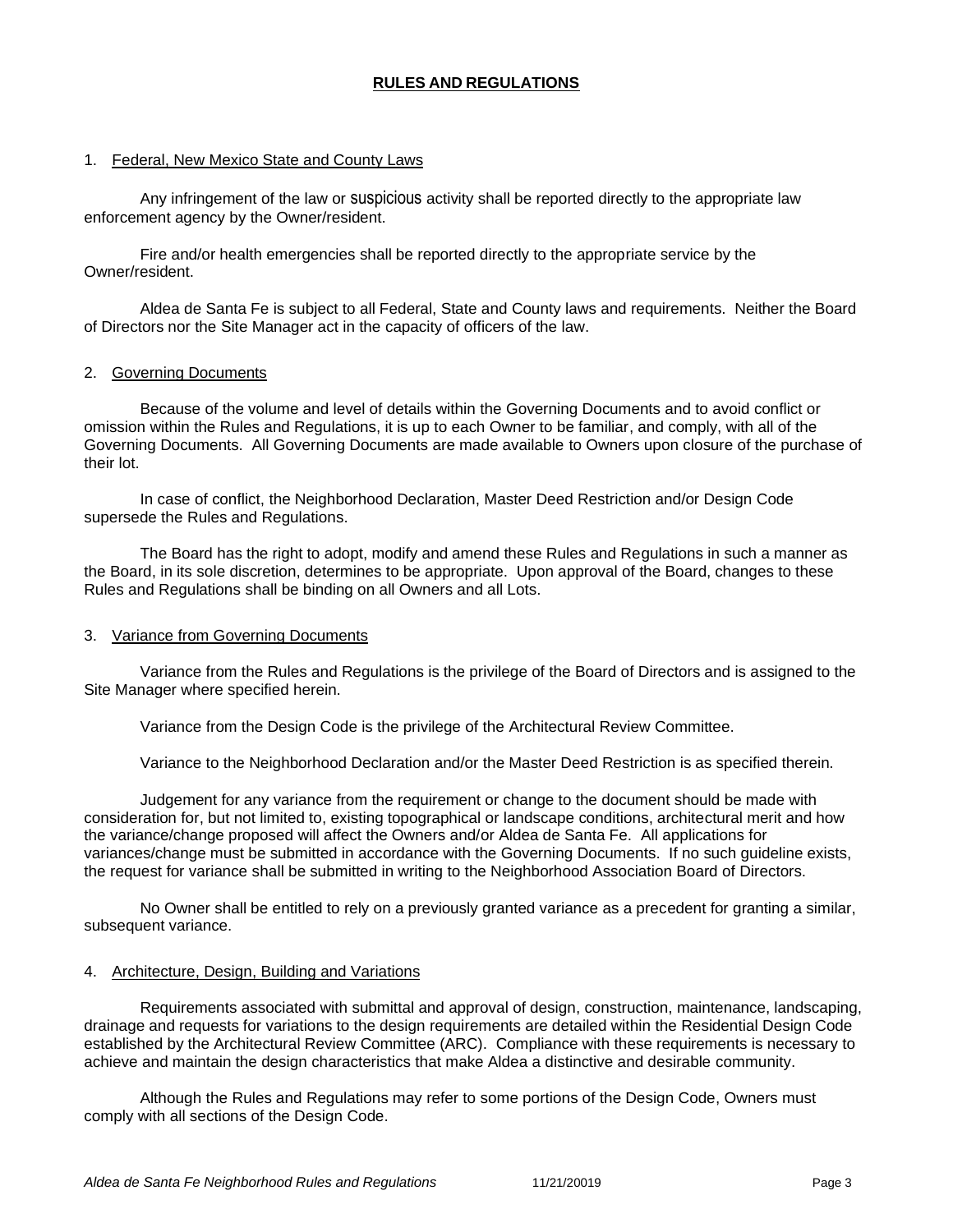# RULES AND REGULATIONS

## 1. Federal, New Mexico State and County Laws

Any infringement of the law or suspicious activity shall be reported directly to the appropriate law enforcement agency by the Owner/resident.

Fire and/or health emergencies shall be reported directly to the appropriate service by the Owner/resident.

Aldea de Santa Fe is subject to all Federal, State and County laws and requirements. Neither the Board of Directors nor the Site Manager act in the capacity of officers of the law.

## 2. Governing Documents

Because of the volume and level of details within the Governing Documents and to avoid conflict or omission within the Rules and Regulations, it is up to each Owner to be familiar, and comply, with all of the Governing Documents. All Governing Documents are made available to Owners upon closure of the purchase of their lot.

In case of conflict, the Neighborhood Declaration, Master Deed Restriction and/or Design Code supersede the Rules and Regulations.

The Board has the right to adopt, modify and amend these Rules and Regulations in such a manner as the Board, in its sole discretion, determines to be appropriate. Upon approval of the Board, changes to these Rules and Regulations shall be binding on all Owners and all Lots.

## 3. Variance from Governing Documents

Variance from the Rules and Regulations is the privilege of the Board of Directors and is assigned to the Site Manager where specified herein.

Variance from the Design Code is the privilege of the Architectural Review Committee.

Variance to the Neighborhood Declaration and/or the Master Deed Restriction is as specified therein.

Judgement for any variance from the requirement or change to the document should be made with consideration for, but not limited to, existing topographical or landscape conditions, architectural merit and how the variance/change proposed will affect the Owners and/or Aldea de Santa Fe. All applications for variances/change must be submitted in accordance with the Governing Documents. If no such guideline exists, the request for variance shall be submitted in writing to the Neighborhood Association Board of Directors.

No Owner shall be entitled to rely on a previously granted variance as a precedent for granting a similar, subsequent variance.

## 4. Architecture, Design, Building and Variations

Requirements associated with submittal and approval of design, construction, maintenance, landscaping, drainage and requests for variations to the design requirements are detailed within the Residential Design Code established by the Architectural Review Committee (ARC). Compliance with these requirements is necessary to achieve and maintain the design characteristics that make Aldea a distinctive and desirable community.

Although the Rules and Regulations may refer to some portions of the Design Code, Owners must comply with all sections of the Design Code.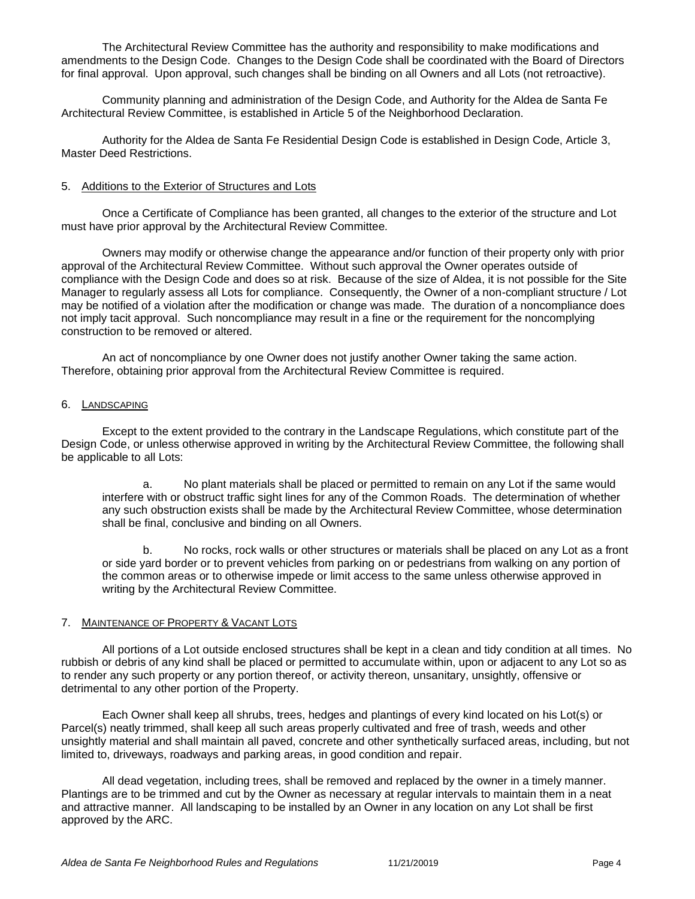The Architectural Review Committee has the authority and responsibility to make modifications and amendments to the Design Code. Changes to the Design Code shall be coordinated with the Board of Directors for final approval. Upon approval, such changes shall be binding on all Owners and all Lots (not retroactive).

Community planning and administration of the Design Code, and Authority for the Aldea de Santa Fe Architectural Review Committee, is established in Article 5 of the Neighborhood Declaration.

Authority for the Aldea de Santa Fe Residential Design Code is established in Design Code, Article 3, Master Deed Restrictions.

## 5. Additions to the Exterior of Structures and Lots

Once a Certificate of Compliance has been granted, all changes to the exterior of the structure and Lot must have prior approval by the Architectural Review Committee.

Owners may modify or otherwise change the appearance and/or function of their property only with prior approval of the Architectural Review Committee. Without such approval the Owner operates outside of compliance with the Design Code and does so at risk. Because of the size of Aldea, it is not possible for the Site Manager to regularly assess all Lots for compliance. Consequently, the Owner of a non-compliant structure / Lot may be notified of a violation after the modification or change was made. The duration of a noncompliance does not imply tacit approval. Such noncompliance may result in a fine or the requirement for the noncomplying construction to be removed or altered.

An act of noncompliance by one Owner does not justify another Owner taking the same action. Therefore, obtaining prior approval from the Architectural Review Committee is required.

## 6. Landscaping

Except to the extent provided to the contrary in the Landscape Regulations, which constitute part of the Design Code, or unless otherwise approved in writing by the Architectural Review Committee, the following shall be applicable to all Lots:

a. No plant materials shall be placed or permitted to remain on any Lot if the same would interfere with or obstruct traffic sight lines for any of the Common Roads. The determination of whether any such obstruction exists shall be made by the Architectural Review Committee, whose determination shall be final, conclusive and binding on all Owners.

b. No rocks, rock walls or other structures or materials shall be placed on any Lot as a front or side yard border or to prevent vehicles from parking on or pedestrians from walking on any portion of the common areas or to otherwise impede or limit access to the same unless otherwise approved in writing by the Architectural Review Committee.

## 7. Maintenance of Property & Vacant Lots

All portions of a Lot outside enclosed structures shall be kept in a clean and tidy condition at all times. No rubbish or debris of any kind shall be placed or permitted to accumulate within, upon or adjacent to any Lot so as to render any such property or any portion thereof, or activity thereon, unsanitary, unsightly, offensive or detrimental to any other portion of the Property.

Each Owner shall keep all shrubs, trees, hedges and plantings of every kind located on his Lot(s) or Parcel(s) neatly trimmed, shall keep all such areas properly cultivated and free of trash, weeds and other unsightly material and shall maintain all paved, concrete and other synthetically surfaced areas, including, but not limited to, driveways, roadways and parking areas, in good condition and repair.

All dead vegetation, including trees, shall be removed and replaced by the owner in a timely manner. Plantings are to be trimmed and cut by the Owner as necessary at regular intervals to maintain them in a neat and attractive manner. All landscaping to be installed by an Owner in any location on any Lot shall be first approved by the ARC.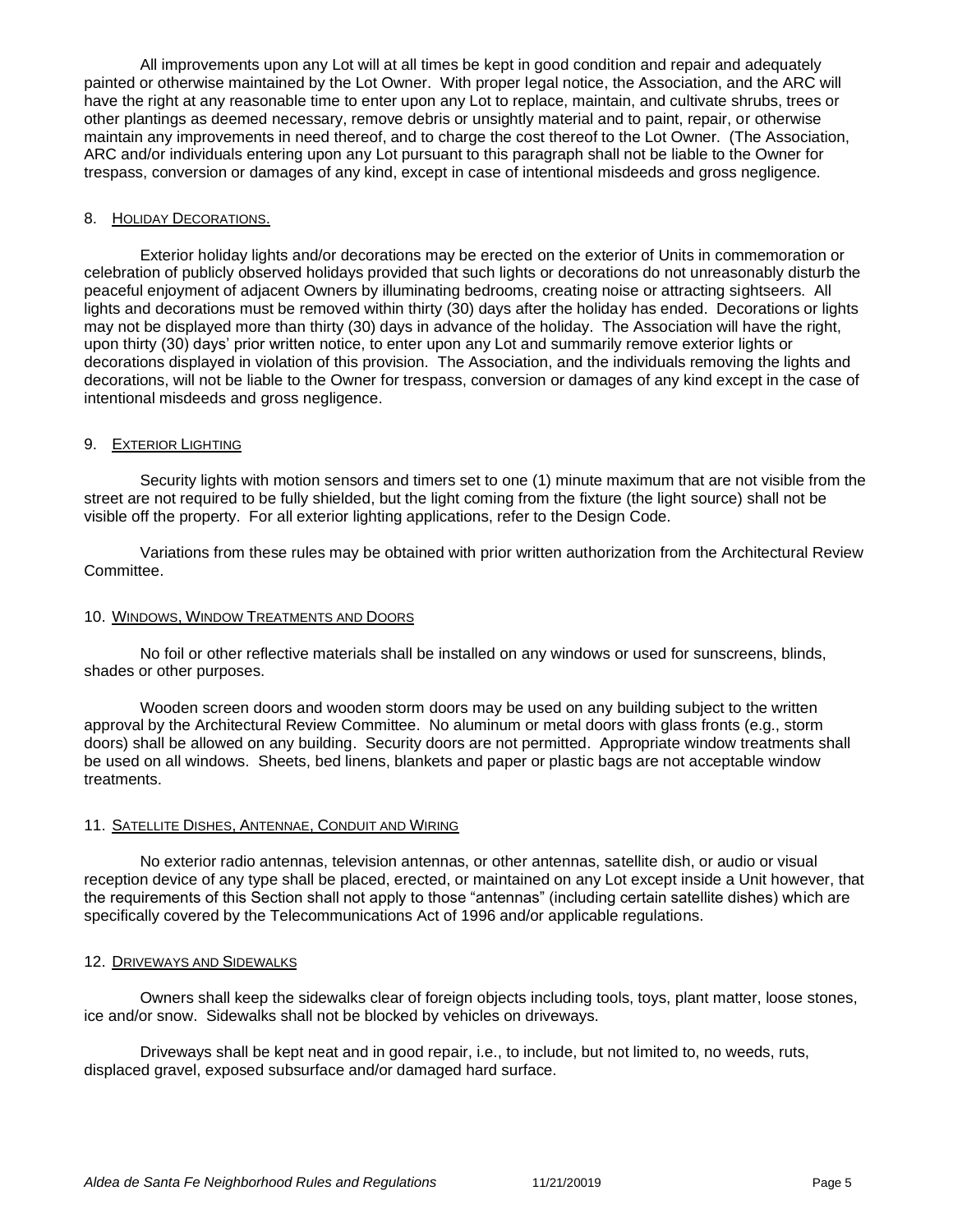All improvements upon any Lot will at all times be kept in good condition and repair and adequately painted or otherwise maintained by the Lot Owner. With proper legal notice, the Association, and the ARC will have the right at any reasonable time to enter upon any Lot to replace, maintain, and cultivate shrubs, trees or other plantings as deemed necessary, remove debris or unsightly material and to paint, repair, or otherwise maintain any improvements in need thereof, and to charge the cost thereof to the Lot Owner. (The Association, ARC and/or individuals entering upon any Lot pursuant to this paragraph shall not be liable to the Owner for trespass, conversion or damages of any kind, except in case of intentional misdeeds and gross negligence.

## 8. Holiday Decorations.

Exterior holiday lights and/or decorations may be erected on the exterior of Units in commemoration or celebration of publicly observed holidays provided that such lights or decorations do not unreasonably disturb the peaceful enjoyment of adjacent Owners by illuminating bedrooms, creating noise or attracting sightseers. All lights and decorations must be removed within thirty (30) days after the holiday has ended. Decorations or lights may not be displayed more than thirty (30) days in advance of the holiday. The Association will have the right, upon thirty (30) days' prior written notice, to enter upon any Lot and summarily remove exterior lights or decorations displayed in violation of this provision. The Association, and the individuals removing the lights and decorations, will not be liable to the Owner for trespass, conversion or damages of any kind except in the case of intentional misdeeds and gross negligence.

## 9. Exterior Lighting

Security lights with motion sensors and timers set to one (1) minute maximum that are not visible from the street are not required to be fully shielded, but the light coming from the fixture (the light source) shall not be visible off the property. For all exterior lighting applications, refer to the Design Code.

Variations from these rules may be obtained with prior written authorization from the Architectural Review Committee.

## 10. Windows, Window Treatments and Doors

No foil or other reflective materials shall be installed on any windows or used for sunscreens, blinds, shades or other purposes.

Wooden screen doors and wooden storm doors may be used on any building subject to the written approval by the Architectural Review Committee. No aluminum or metal doors with glass fronts (e.g., storm doors) shall be allowed on any building. Security doors are not permitted. Appropriate window treatments shall be used on all windows. Sheets, bed linens, blankets and paper or plastic bags are not acceptable window treatments.

## 11. Satellite Dishes, Antennae, Conduit and Wiring

No exterior radio antennas, television antennas, or other antennas, satellite dish, or audio or visual reception device of any type shall be placed, erected, or maintained on any Lot except inside a Unit however, that the requirements of this Section shall not apply to those "antennas" (including certain satellite dishes) which are specifically covered by the Telecommunications Act of 1996 and/or applicable regulations.

## 12. Driveways and Sidewalks

Owners shall keep the sidewalks clear of foreign objects including tools, toys, plant matter, loose stones, ice and/or snow. Sidewalks shall not be blocked by vehicles on driveways.

Driveways shall be kept neat and in good repair, i.e., to include, but not limited to, no weeds, ruts, displaced gravel, exposed subsurface and/or damaged hard surface.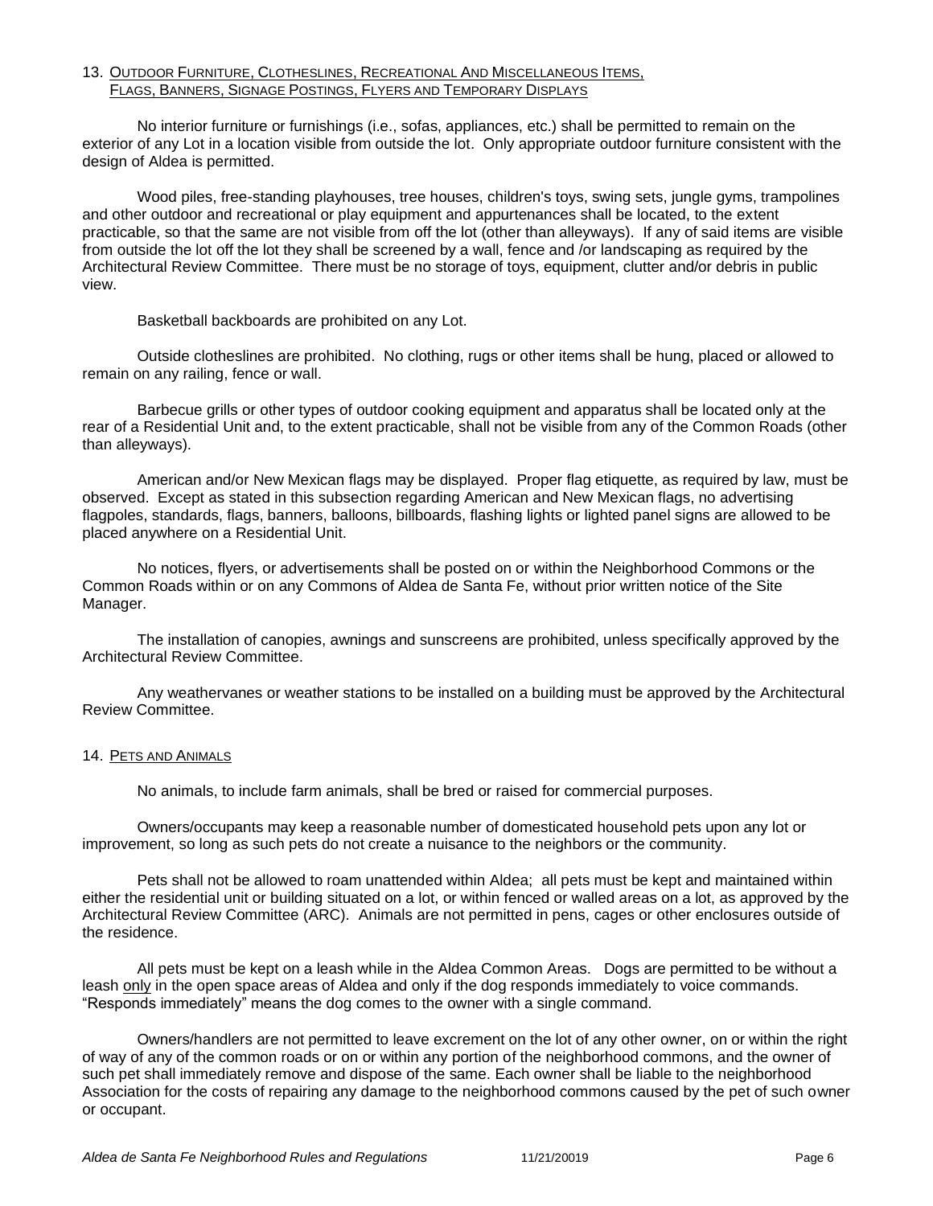## 13. Outdoor Furniture, Clotheslines, Recreational And Miscellaneous Items, Flags, Banners, Signage Postings, Flyers and Temporary Displays

No interior furniture or furnishings (i.e., sofas, appliances, etc.) shall be permitted to remain on the exterior of any Lot in a location visible from outside the lot. Only appropriate outdoor furniture consistent with the design of Aldea is permitted.

Wood piles, free-standing playhouses, tree houses, children's toys, swing sets, jungle gyms, trampolines and other outdoor and recreational or play equipment and appurtenances shall be located, to the extent practicable, so that the same are not visible from off the lot (other than alleyways). If any of said items are visible from outside the lot off the lot they shall be screened by a wall, fence and /or landscaping as required by the Architectural Review Committee. There must be no storage of toys, equipment, clutter and/or debris in public view.

Basketball backboards are prohibited on any Lot.

Outside clotheslines are prohibited. No clothing, rugs or other items shall be hung, placed or allowed to remain on any railing, fence or wall.

Barbecue grills or other types of outdoor cooking equipment and apparatus shall be located only at the rear of a Residential Unit and, to the extent practicable, shall not be visible from any of the Common Roads (other than alleyways).

American and/or New Mexican flags may be displayed. Proper flag etiquette, as required by law, must be observed. Except as stated in this subsection regarding American and New Mexican flags, no advertising flagpoles, standards, flags, banners, balloons, billboards, flashing lights or lighted panel signs are allowed to be placed anywhere on a Residential Unit.

No notices, flyers, or advertisements shall be posted on or within the Neighborhood Commons or the Common Roads within or on any Commons of Aldea de Santa Fe, without prior written notice of the Site Manager.

The installation of canopies, awnings and sunscreens are prohibited, unless specifically approved by the Architectural Review Committee.

Any weathervanes or weather stations to be installed on a building must be approved by the Architectural Review Committee.

## 14. Pets and Animals

No animals, to include farm animals, shall be bred or raised for commercial purposes.

Owners/occupants may keep a reasonable number of domesticated household pets upon any lot or improvement, so long as such pets do not create a nuisance to the neighbors or the community.

Pets shall not be allowed to roam unattended within Aldea; all pets must be kept and maintained within either the residential unit or building situated on a lot, or within fenced or walled areas on a lot, as approved by the Architectural Review Committee (ARC). Animals are not permitted in pens, cages or other enclosures outside of the residence.

All pets must be kept on a leash while in the Aldea Common Areas. Dogs are permitted to be without a leash only in the open space areas of Aldea and only if the dog responds immediately to voice commands. "Responds immediately" means the dog comes to the owner with a single command.

Owners/handlers are not permitted to leave excrement on the lot of any other owner, on or within the right of way of any of the common roads or on or within any portion of the neighborhood commons, and the owner of such pet shall immediately remove and dispose of the same. Each owner shall be liable to the neighborhood Association for the costs of repairing any damage to the neighborhood commons caused by the pet of such owner or occupant.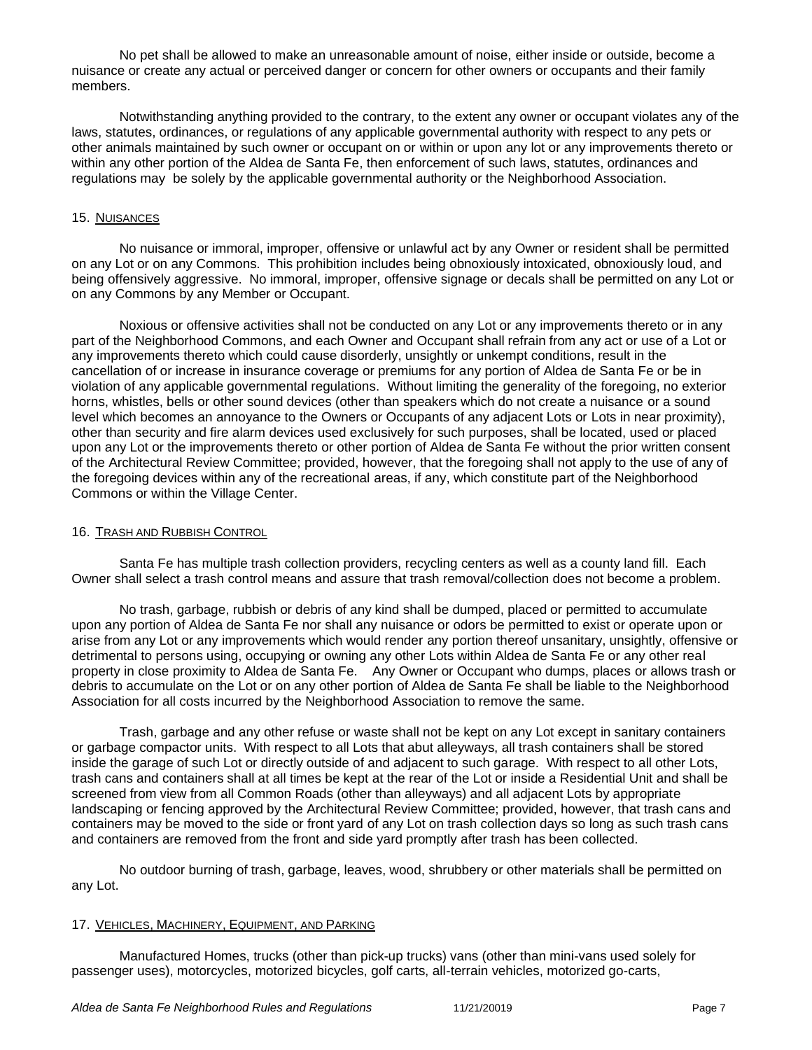No pet shall be allowed to make an unreasonable amount of noise, either inside or outside, become a nuisance or create any actual or perceived danger or concern for other owners or occupants and their family members.

Notwithstanding anything provided to the contrary, to the extent any owner or occupant violates any of the laws, statutes, ordinances, or regulations of any applicable governmental authority with respect to any pets or other animals maintained by such owner or occupant on or within or upon any lot or any improvements thereto or within any other portion of the Aldea de Santa Fe, then enforcement of such laws, statutes, ordinances and regulations may be solely by the applicable governmental authority or the Neighborhood Association.

## 15. Nuisances

No nuisance or immoral, improper, offensive or unlawful act by any Owner or resident shall be permitted on any Lot or on any Commons. This prohibition includes being obnoxiously intoxicated, obnoxiously loud, and being offensively aggressive. No immoral, improper, offensive signage or decals shall be permitted on any Lot or on any Commons by any Member or Occupant.

Noxious or offensive activities shall not be conducted on any Lot or any improvements thereto or in any part of the Neighborhood Commons, and each Owner and Occupant shall refrain from any act or use of a Lot or any improvements thereto which could cause disorderly, unsightly or unkempt conditions, result in the cancellation of or increase in insurance coverage or premiums for any portion of Aldea de Santa Fe or be in violation of any applicable governmental regulations. Without limiting the generality of the foregoing, no exterior horns, whistles, bells or other sound devices (other than speakers which do not create a nuisance or a sound level which becomes an annoyance to the Owners or Occupants of any adjacent Lots or Lots in near proximity), other than security and fire alarm devices used exclusively for such purposes, shall be located, used or placed upon any Lot or the improvements thereto or other portion of Aldea de Santa Fe without the prior written consent of the Architectural Review Committee; provided, however, that the foregoing shall not apply to the use of any of the foregoing devices within any of the recreational areas, if any, which constitute part of the Neighborhood Commons or within the Village Center.

## 16. Trash and Rubbish Control

Santa Fe has multiple trash collection providers, recycling centers as well as a county land fill. Each Owner shall select a trash control means and assure that trash removal/collection does not become a problem.

No trash, garbage, rubbish or debris of any kind shall be dumped, placed or permitted to accumulate upon any portion of Aldea de Santa Fe nor shall any nuisance or odors be permitted to exist or operate upon or arise from any Lot or any improvements which would render any portion thereof unsanitary, unsightly, offensive or detrimental to persons using, occupying or owning any other Lots within Aldea de Santa Fe or any other real property in close proximity to Aldea de Santa Fe. Any Owner or Occupant who dumps, places or allows trash or debris to accumulate on the Lot or on any other portion of Aldea de Santa Fe shall be liable to the Neighborhood Association for all costs incurred by the Neighborhood Association to remove the same.

Trash, garbage and any other refuse or waste shall not be kept on any Lot except in sanitary containers or garbage compactor units. With respect to all Lots that abut alleyways, all trash containers shall be stored inside the garage of such Lot or directly outside of and adjacent to such garage. With respect to all other Lots, trash cans and containers shall at all times be kept at the rear of the Lot or inside a Residential Unit and shall be screened from view from all Common Roads (other than alleyways) and all adjacent Lots by appropriate landscaping or fencing approved by the Architectural Review Committee; provided, however, that trash cans and containers may be moved to the side or front yard of any Lot on trash collection days so long as such trash cans and containers are removed from the front and side yard promptly after trash has been collected.

No outdoor burning of trash, garbage, leaves, wood, shrubbery or other materials shall be permitted on any Lot.

## 17. Vehicles, Machinery, Equipment, and Parking

Manufactured Homes, trucks (other than pick-up trucks) vans (other than mini-vans used solely for passenger uses), motorcycles, motorized bicycles, golf carts, all-terrain vehicles, motorized go-carts,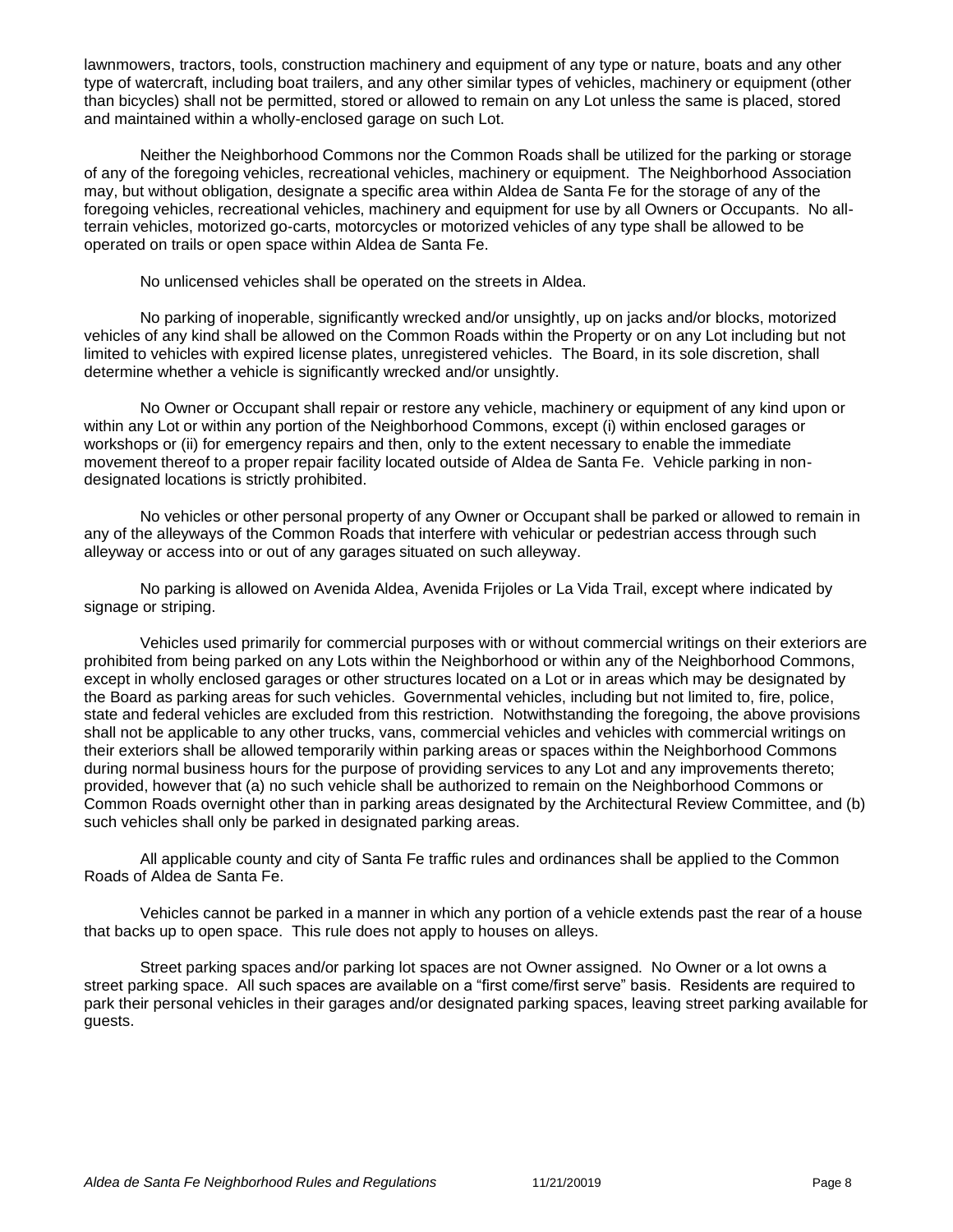lawnmowers, tractors, tools, construction machinery and equipment of any type or nature, boats and any other type of watercraft, including boat trailers, and any other similar types of vehicles, machinery or equipment (other than bicycles) shall not be permitted, stored or allowed to remain on any Lot unless the same is placed, stored and maintained within a wholly-enclosed garage on such Lot.

Neither the Neighborhood Commons nor the Common Roads shall be utilized for the parking or storage of any of the foregoing vehicles, recreational vehicles, machinery or equipment. The Neighborhood Association may, but without obligation, designate a specific area within Aldea de Santa Fe for the storage of any of the foregoing vehicles, recreational vehicles, machinery and equipment for use by all Owners or Occupants. No all-terrain vehicles, motorized go-carts, motorcycles or motorized vehicles of any type shall be allowed to be operated on trails or open space within Aldea de Santa Fe.

No unlicensed vehicles shall be operated on the streets in Aldea.

No parking of inoperable, significantly wrecked and/or unsightly, up on jacks and/or blocks, motorized vehicles of any kind shall be allowed on the Common Roads within the Property or on any Lot including but not limited to vehicles with expired license plates, unregistered vehicles. The Board, in its sole discretion, shall determine whether a vehicle is significantly wrecked and/or unsightly.

No Owner or Occupant shall repair or restore any vehicle, machinery or equipment of any kind upon or within any Lot or within any portion of the Neighborhood Commons, except (i) within enclosed garages or workshops or (ii) for emergency repairs and then, only to the extent necessary to enable the immediate movement thereof to a proper repair facility located outside of Aldea de Santa Fe. Vehicle parking in non-designated locations is strictly prohibited.

No vehicles or other personal property of any Owner or Occupant shall be parked or allowed to remain in any of the alleyways of the Common Roads that interfere with vehicular or pedestrian access through such alleyway or access into or out of any garages situated on such alleyway.

No parking is allowed on Avenida Aldea, Avenida Frijoles or La Vida Trail, except where indicated by signage or striping.

Vehicles used primarily for commercial purposes with or without commercial writings on their exteriors are prohibited from being parked on any Lots within the Neighborhood or within any of the Neighborhood Commons, except in wholly enclosed garages or other structures located on a Lot or in areas which may be designated by the Board as parking areas for such vehicles. Governmental vehicles, including but not limited to, fire, police, state and federal vehicles are excluded from this restriction. Notwithstanding the foregoing, the above provisions shall not be applicable to any other trucks, vans, commercial vehicles and vehicles with commercial writings on their exteriors shall be allowed temporarily within parking areas or spaces within the Neighborhood Commons during normal business hours for the purpose of providing services to any Lot and any improvements thereto; provided, however that (a) no such vehicle shall be authorized to remain on the Neighborhood Commons or Common Roads overnight other than in parking areas designated by the Architectural Review Committee, and (b) such vehicles shall only be parked in designated parking areas.

All applicable county and city of Santa Fe traffic rules and ordinances shall be applied to the Common Roads of Aldea de Santa Fe.

Vehicles cannot be parked in a manner in which any portion of a vehicle extends past the rear of a house that backs up to open space. This rule does not apply to houses on alleys.

Street parking spaces and/or parking lot spaces are not Owner assigned. No Owner or a lot owns a street parking space. All such spaces are available on a "first come/first serve" basis. Residents are required to park their personal vehicles in their garages and/or designated parking spaces, leaving street parking available for guests.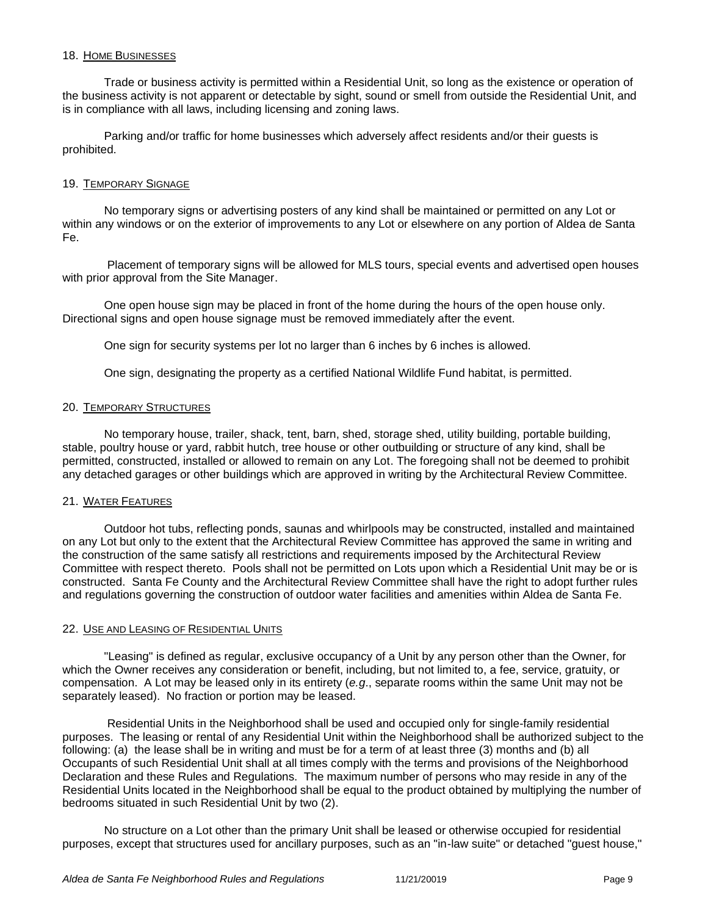## 18. Home Businesses

Trade or business activity is permitted within a Residential Unit, so long as the existence or operation of the business activity is not apparent or detectable by sight, sound or smell from outside the Residential Unit, and is in compliance with all laws, including licensing and zoning laws.

Parking and/or traffic for home businesses which adversely affect residents and/or their guests is prohibited.

## 19. Temporary Signage

No temporary signs or advertising posters of any kind shall be maintained or permitted on any Lot or within any windows or on the exterior of improvements to any Lot or elsewhere on any portion of Aldea de Santa Fe.

Placement of temporary signs will be allowed for MLS tours, special events and advertised open houses with prior approval from the Site Manager.

One open house sign may be placed in front of the home during the hours of the open house only. Directional signs and open house signage must be removed immediately after the event.

One sign for security systems per lot no larger than 6 inches by 6 inches is allowed.

One sign, designating the property as a certified National Wildlife Fund habitat, is permitted.

## 20. Temporary Structures

No temporary house, trailer, shack, tent, barn, shed, storage shed, utility building, portable building, stable, poultry house or yard, rabbit hutch, tree house or other outbuilding or structure of any kind, shall be permitted, constructed, installed or allowed to remain on any Lot. The foregoing shall not be deemed to prohibit any detached garages or other buildings which are approved in writing by the Architectural Review Committee.

## 21. Water Features

Outdoor hot tubs, reflecting ponds, saunas and whirlpools may be constructed, installed and maintained on any Lot but only to the extent that the Architectural Review Committee has approved the same in writing and the construction of the same satisfy all restrictions and requirements imposed by the Architectural Review Committee with respect thereto. Pools shall not be permitted on Lots upon which a Residential Unit may be or is constructed. Santa Fe County and the Architectural Review Committee shall have the right to adopt further rules and regulations governing the construction of outdoor water facilities and amenities within Aldea de Santa Fe.

## 22. Use and Leasing of Residential Units

"Leasing" is defined as regular, exclusive occupancy of a Unit by any person other than the Owner, for which the Owner receives any consideration or benefit, including, but not limited to, a fee, service, gratuity, or compensation. A Lot may be leased only in its entirety (*e.g*., separate rooms within the same Unit may not be separately leased). No fraction or portion may be leased.

Residential Units in the Neighborhood shall be used and occupied only for single-family residential purposes. The leasing or rental of any Residential Unit within the Neighborhood shall be authorized subject to the following: (a) the lease shall be in writing and must be for a term of at least three (3) months and (b) all Occupants of such Residential Unit shall at all times comply with the terms and provisions of the Neighborhood Declaration and these Rules and Regulations. The maximum number of persons who may reside in any of the Residential Units located in the Neighborhood shall be equal to the product obtained by multiplying the number of bedrooms situated in such Residential Unit by two (2).

No structure on a Lot other than the primary Unit shall be leased or otherwise occupied for residential purposes, except that structures used for ancillary purposes, such as an "in-law suite" or detached "guest house,"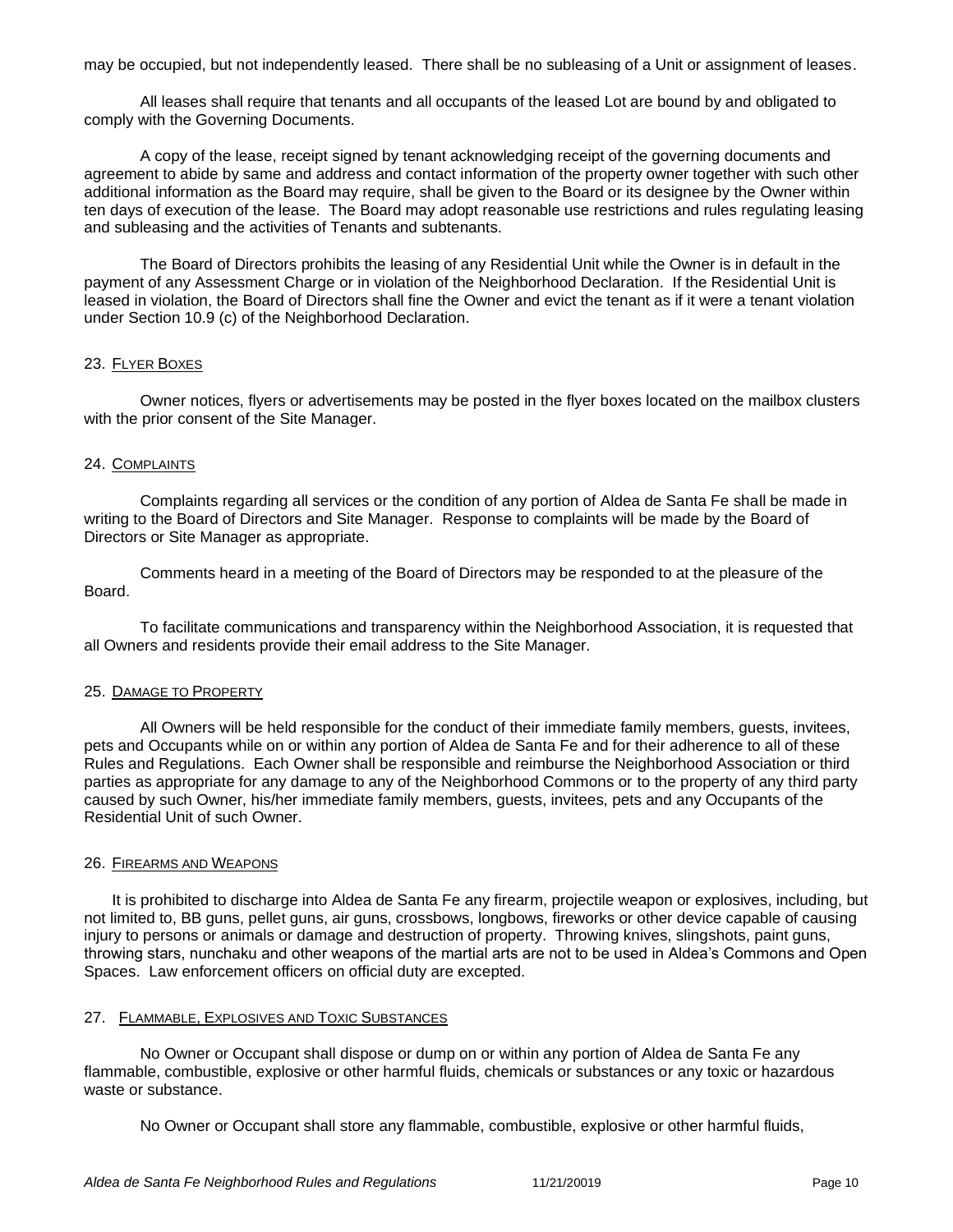may be occupied, but not independently leased. There shall be no subleasing of a Unit or assignment of leases.

All leases shall require that tenants and all occupants of the leased Lot are bound by and obligated to comply with the Governing Documents.

A copy of the lease, receipt signed by tenant acknowledging receipt of the governing documents and agreement to abide by same and address and contact information of the property owner together with such other additional information as the Board may require, shall be given to the Board or its designee by the Owner within ten days of execution of the lease. The Board may adopt reasonable use restrictions and rules regulating leasing and subleasing and the activities of Tenants and subtenants.

The Board of Directors prohibits the leasing of any Residential Unit while the Owner is in default in the payment of any Assessment Charge or in violation of the Neighborhood Declaration. If the Residential Unit is leased in violation, the Board of Directors shall fine the Owner and evict the tenant as if it were a tenant violation under Section 10.9 (c) of the Neighborhood Declaration.

## 23. Flyer Boxes

Owner notices, flyers or advertisements may be posted in the flyer boxes located on the mailbox clusters with the prior consent of the Site Manager.

## 24. Complaints

Complaints regarding all services or the condition of any portion of Aldea de Santa Fe shall be made in writing to the Board of Directors and Site Manager. Response to complaints will be made by the Board of Directors or Site Manager as appropriate.

Comments heard in a meeting of the Board of Directors may be responded to at the pleasure of the Board.

To facilitate communications and transparency within the Neighborhood Association, it is requested that all Owners and residents provide their email address to the Site Manager.

## 25. Damage to Property

All Owners will be held responsible for the conduct of their immediate family members, guests, invitees, pets and Occupants while on or within any portion of Aldea de Santa Fe and for their adherence to all of these Rules and Regulations. Each Owner shall be responsible and reimburse the Neighborhood Association or third parties as appropriate for any damage to any of the Neighborhood Commons or to the property of any third party caused by such Owner, his/her immediate family members, guests, invitees, pets and any Occupants of the Residential Unit of such Owner.

## 26. Firearms and Weapons

It is prohibited to discharge into Aldea de Santa Fe any firearm, projectile weapon or explosives, including, but not limited to, BB guns, pellet guns, air guns, crossbows, longbows, fireworks or other device capable of causing injury to persons or animals or damage and destruction of property. Throwing knives, slingshots, paint guns, throwing stars, nunchaku and other weapons of the martial arts are not to be used in Aldea's Commons and Open Spaces. Law enforcement officers on official duty are excepted.

## 27. Flammable, Explosives and Toxic Substances

No Owner or Occupant shall dispose or dump on or within any portion of Aldea de Santa Fe any flammable, combustible, explosive or other harmful fluids, chemicals or substances or any toxic or hazardous waste or substance.

No Owner or Occupant shall store any flammable, combustible, explosive or other harmful fluids,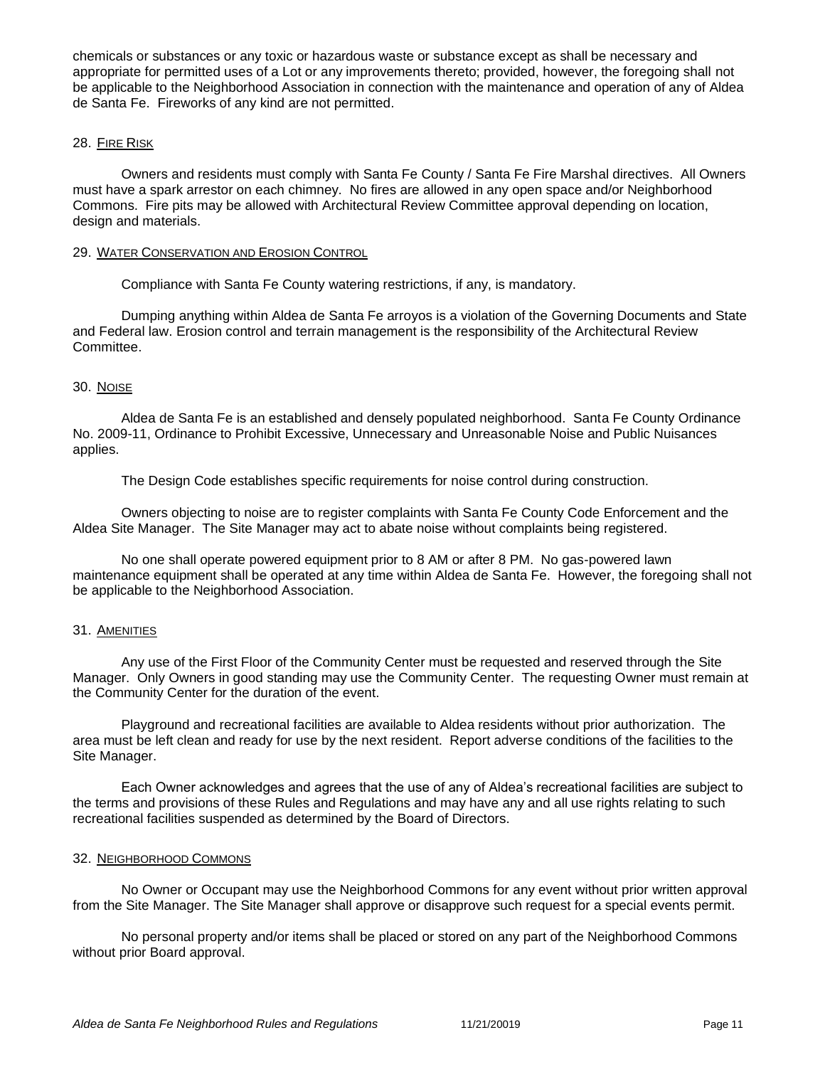chemicals or substances or any toxic or hazardous waste or substance except as shall be necessary and appropriate for permitted uses of a Lot or any improvements thereto; provided, however, the foregoing shall not be applicable to the Neighborhood Association in connection with the maintenance and operation of any of Aldea de Santa Fe. Fireworks of any kind are not permitted.

## 28. Fire Risk

Owners and residents must comply with Santa Fe County / Santa Fe Fire Marshal directives. All Owners must have a spark arrestor on each chimney. No fires are allowed in any open space and/or Neighborhood Commons. Fire pits may be allowed with Architectural Review Committee approval depending on location, design and materials.

## 29. Water Conservation and Erosion Control

Compliance with Santa Fe County watering restrictions, if any, is mandatory.

Dumping anything within Aldea de Santa Fe arroyos is a violation of the Governing Documents and State and Federal law. Erosion control and terrain management is the responsibility of the Architectural Review Committee.

## 30. Noise

Aldea de Santa Fe is an established and densely populated neighborhood. Santa Fe County Ordinance No. 2009-11, Ordinance to Prohibit Excessive, Unnecessary and Unreasonable Noise and Public Nuisances applies.

The Design Code establishes specific requirements for noise control during construction.

Owners objecting to noise are to register complaints with Santa Fe County Code Enforcement and the Aldea Site Manager. The Site Manager may act to abate noise without complaints being registered.

No one shall operate powered equipment prior to 8 AM or after 8 PM. No gas-powered lawn maintenance equipment shall be operated at any time within Aldea de Santa Fe. However, the foregoing shall not be applicable to the Neighborhood Association.

## 31. Amenities

Any use of the First Floor of the Community Center must be requested and reserved through the Site Manager. Only Owners in good standing may use the Community Center. The requesting Owner must remain at the Community Center for the duration of the event.

Playground and recreational facilities are available to Aldea residents without prior authorization. The area must be left clean and ready for use by the next resident. Report adverse conditions of the facilities to the Site Manager.

Each Owner acknowledges and agrees that the use of any of Aldea's recreational facilities are subject to the terms and provisions of these Rules and Regulations and may have any and all use rights relating to such recreational facilities suspended as determined by the Board of Directors.

## 32. Neighborhood Commons

No Owner or Occupant may use the Neighborhood Commons for any event without prior written approval from the Site Manager. The Site Manager shall approve or disapprove such request for a special events permit.

No personal property and/or items shall be placed or stored on any part of the Neighborhood Commons without prior Board approval.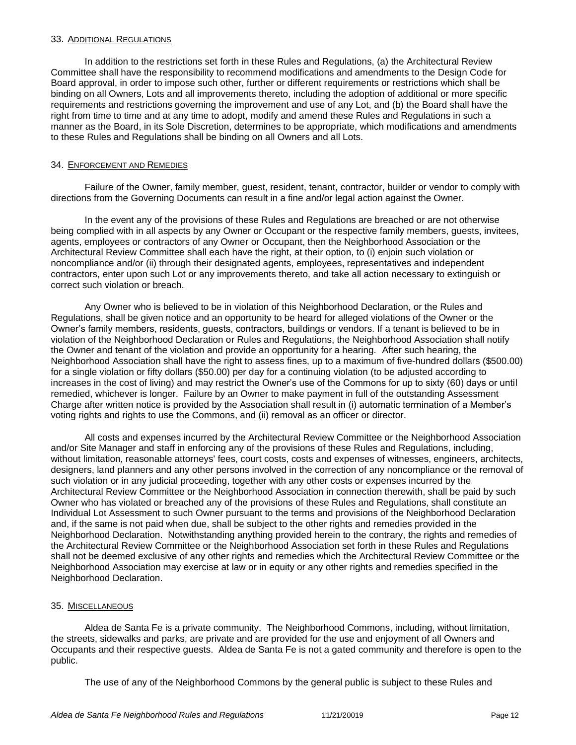## 33. Additional Regulations

In addition to the restrictions set forth in these Rules and Regulations, (a) the Architectural Review Committee shall have the responsibility to recommend modifications and amendments to the Design Code for Board approval, in order to impose such other, further or different requirements or restrictions which shall be binding on all Owners, Lots and all improvements thereto, including the adoption of additional or more specific requirements and restrictions governing the improvement and use of any Lot, and (b) the Board shall have the right from time to time and at any time to adopt, modify and amend these Rules and Regulations in such a manner as the Board, in its Sole Discretion, determines to be appropriate, which modifications and amendments to these Rules and Regulations shall be binding on all Owners and all Lots.

## 34. Enforcement and Remedies

Failure of the Owner, family member, guest, resident, tenant, contractor, builder or vendor to comply with directions from the Governing Documents can result in a fine and/or legal action against the Owner.

In the event any of the provisions of these Rules and Regulations are breached or are not otherwise being complied with in all aspects by any Owner or Occupant or the respective family members, guests, invitees, agents, employees or contractors of any Owner or Occupant, then the Neighborhood Association or the Architectural Review Committee shall each have the right, at their option, to (i) enjoin such violation or noncompliance and/or (ii) through their designated agents, employees, representatives and independent contractors, enter upon such Lot or any improvements thereto, and take all action necessary to extinguish or correct such violation or breach.

Any Owner who is believed to be in violation of this Neighborhood Declaration, or the Rules and Regulations, shall be given notice and an opportunity to be heard for alleged violations of the Owner or the Owner's family members, residents, guests, contractors, buildings or vendors. If a tenant is believed to be in violation of the Neighborhood Declaration or Rules and Regulations, the Neighborhood Association shall notify the Owner and tenant of the violation and provide an opportunity for a hearing. After such hearing, the Neighborhood Association shall have the right to assess fines, up to a maximum of five-hundred dollars ($500.00) for a single violation or fifty dollars ($50.00) per day for a continuing violation (to be adjusted according to increases in the cost of living) and may restrict the Owner's use of the Commons for up to sixty (60) days or until remedied, whichever is longer. Failure by an Owner to make payment in full of the outstanding Assessment Charge after written notice is provided by the Association shall result in (i) automatic termination of a Member's voting rights and rights to use the Commons, and (ii) removal as an officer or director.

All costs and expenses incurred by the Architectural Review Committee or the Neighborhood Association and/or Site Manager and staff in enforcing any of the provisions of these Rules and Regulations, including, without limitation, reasonable attorneys' fees, court costs, costs and expenses of witnesses, engineers, architects, designers, land planners and any other persons involved in the correction of any noncompliance or the removal of such violation or in any judicial proceeding, together with any other costs or expenses incurred by the Architectural Review Committee or the Neighborhood Association in connection therewith, shall be paid by such Owner who has violated or breached any of the provisions of these Rules and Regulations, shall constitute an Individual Lot Assessment to such Owner pursuant to the terms and provisions of the Neighborhood Declaration and, if the same is not paid when due, shall be subject to the other rights and remedies provided in the Neighborhood Declaration. Notwithstanding anything provided herein to the contrary, the rights and remedies of the Architectural Review Committee or the Neighborhood Association set forth in these Rules and Regulations shall not be deemed exclusive of any other rights and remedies which the Architectural Review Committee or the Neighborhood Association may exercise at law or in equity or any other rights and remedies specified in the Neighborhood Declaration.

## 35. Miscellaneous

Aldea de Santa Fe is a private community. The Neighborhood Commons, including, without limitation, the streets, sidewalks and parks, are private and are provided for the use and enjoyment of all Owners and Occupants and their respective guests. Aldea de Santa Fe is not a gated community and therefore is open to the public.

The use of any of the Neighborhood Commons by the general public is subject to these Rules and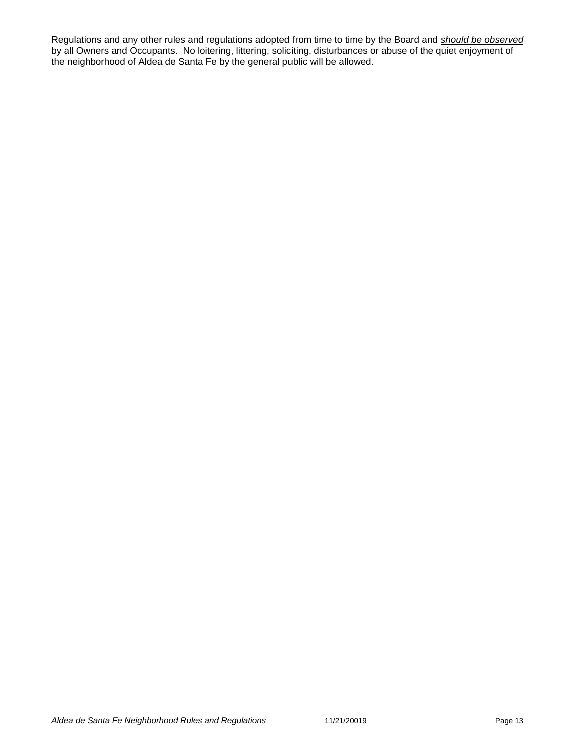Regulations and any other rules and regulations adopted from time to time by the Board and <u>*should be observed*</u> by all Owners and Occupants. No loitering, littering, soliciting, disturbances or abuse of the quiet enjoyment of the neighborhood of Aldea de Santa Fe by the general public will be allowed.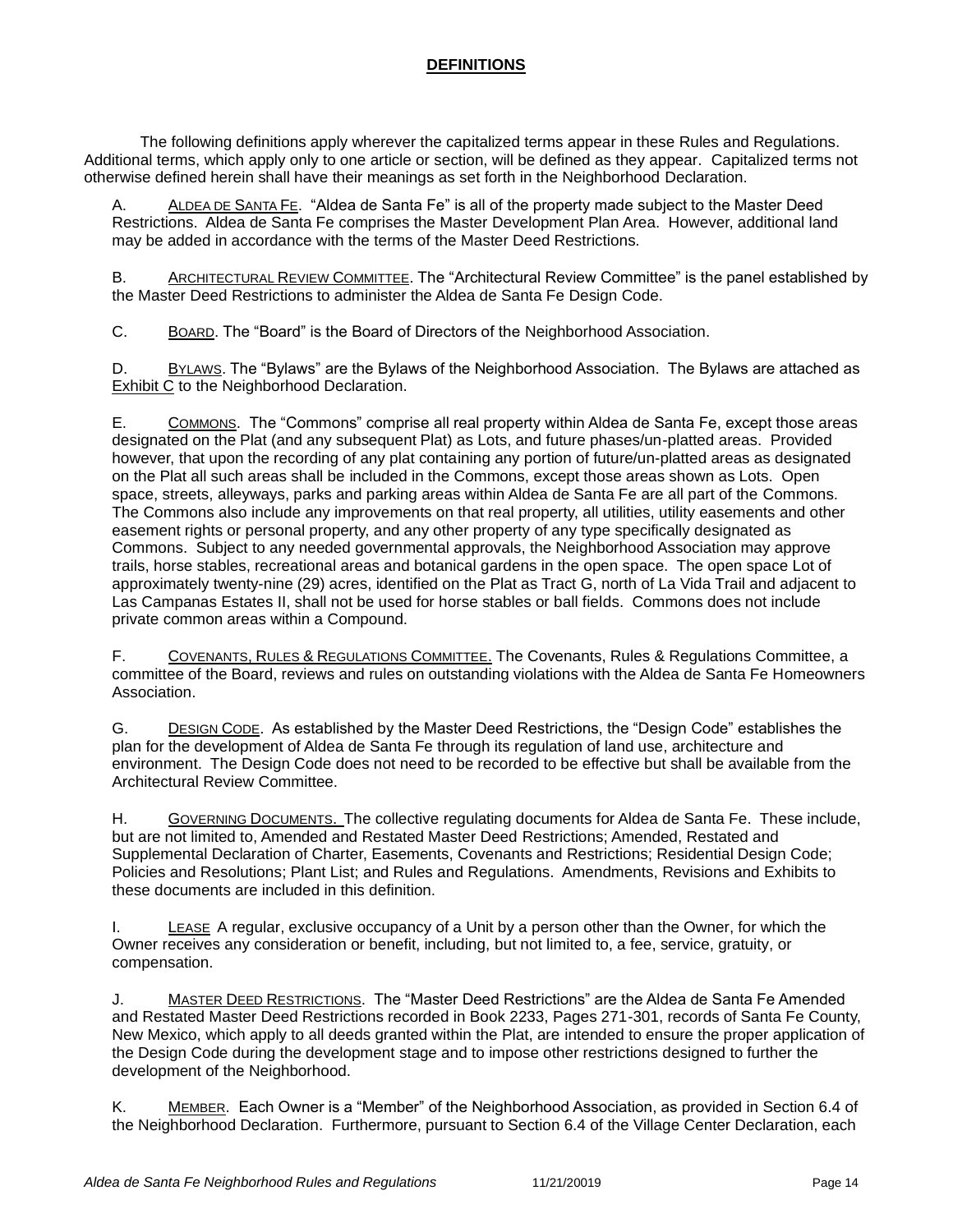## DEFINITIONS

The following definitions apply wherever the capitalized terms appear in these Rules and Regulations. Additional terms, which apply only to one article or section, will be defined as they appear. Capitalized terms not otherwise defined herein shall have their meanings as set forth in the Neighborhood Declaration.

A. ALDEA DE SANTA FE. "Aldea de Santa Fe" is all of the property made subject to the Master Deed Restrictions. Aldea de Santa Fe comprises the Master Development Plan Area. However, additional land may be added in accordance with the terms of the Master Deed Restrictions.

B. ARCHITECTURAL REVIEW COMMITTEE. The "Architectural Review Committee" is the panel established by the Master Deed Restrictions to administer the Aldea de Santa Fe Design Code.

C. BOARD. The "Board" is the Board of Directors of the Neighborhood Association.

D. BYLAWS. The "Bylaws" are the Bylaws of the Neighborhood Association. The Bylaws are attached as Exhibit C to the Neighborhood Declaration.

E. COMMONS. The "Commons" comprise all real property within Aldea de Santa Fe, except those areas designated on the Plat (and any subsequent Plat) as Lots, and future phases/un-platted areas. Provided however, that upon the recording of any plat containing any portion of future/un-platted areas as designated on the Plat all such areas shall be included in the Commons, except those areas shown as Lots. Open space, streets, alleyways, parks and parking areas within Aldea de Santa Fe are all part of the Commons. The Commons also include any improvements on that real property, all utilities, utility easements and other easement rights or personal property, and any other property of any type specifically designated as Commons. Subject to any needed governmental approvals, the Neighborhood Association may approve trails, horse stables, recreational areas and botanical gardens in the open space. The open space Lot of approximately twenty-nine (29) acres, identified on the Plat as Tract G, north of La Vida Trail and adjacent to Las Campanas Estates II, shall not be used for horse stables or ball fields. Commons does not include private common areas within a Compound.

F. COVENANTS, RULES & REGULATIONS COMMITTEE. The Covenants, Rules & Regulations Committee, a committee of the Board, reviews and rules on outstanding violations with the Aldea de Santa Fe Homeowners Association.

G. DESIGN CODE. As established by the Master Deed Restrictions, the "Design Code" establishes the plan for the development of Aldea de Santa Fe through its regulation of land use, architecture and environment. The Design Code does not need to be recorded to be effective but shall be available from the Architectural Review Committee.

H. GOVERNING DOCUMENTS. The collective regulating documents for Aldea de Santa Fe. These include, but are not limited to, Amended and Restated Master Deed Restrictions; Amended, Restated and Supplemental Declaration of Charter, Easements, Covenants and Restrictions; Residential Design Code; Policies and Resolutions; Plant List; and Rules and Regulations. Amendments, Revisions and Exhibits to these documents are included in this definition.

I. LEASE A regular, exclusive occupancy of a Unit by a person other than the Owner, for which the Owner receives any consideration or benefit, including, but not limited to, a fee, service, gratuity, or compensation.

J. MASTER DEED RESTRICTIONS. The "Master Deed Restrictions" are the Aldea de Santa Fe Amended and Restated Master Deed Restrictions recorded in Book 2233, Pages 271-301, records of Santa Fe County, New Mexico, which apply to all deeds granted within the Plat, are intended to ensure the proper application of the Design Code during the development stage and to impose other restrictions designed to further the development of the Neighborhood.

K. MEMBER. Each Owner is a "Member" of the Neighborhood Association, as provided in Section 6.4 of the Neighborhood Declaration. Furthermore, pursuant to Section 6.4 of the Village Center Declaration, each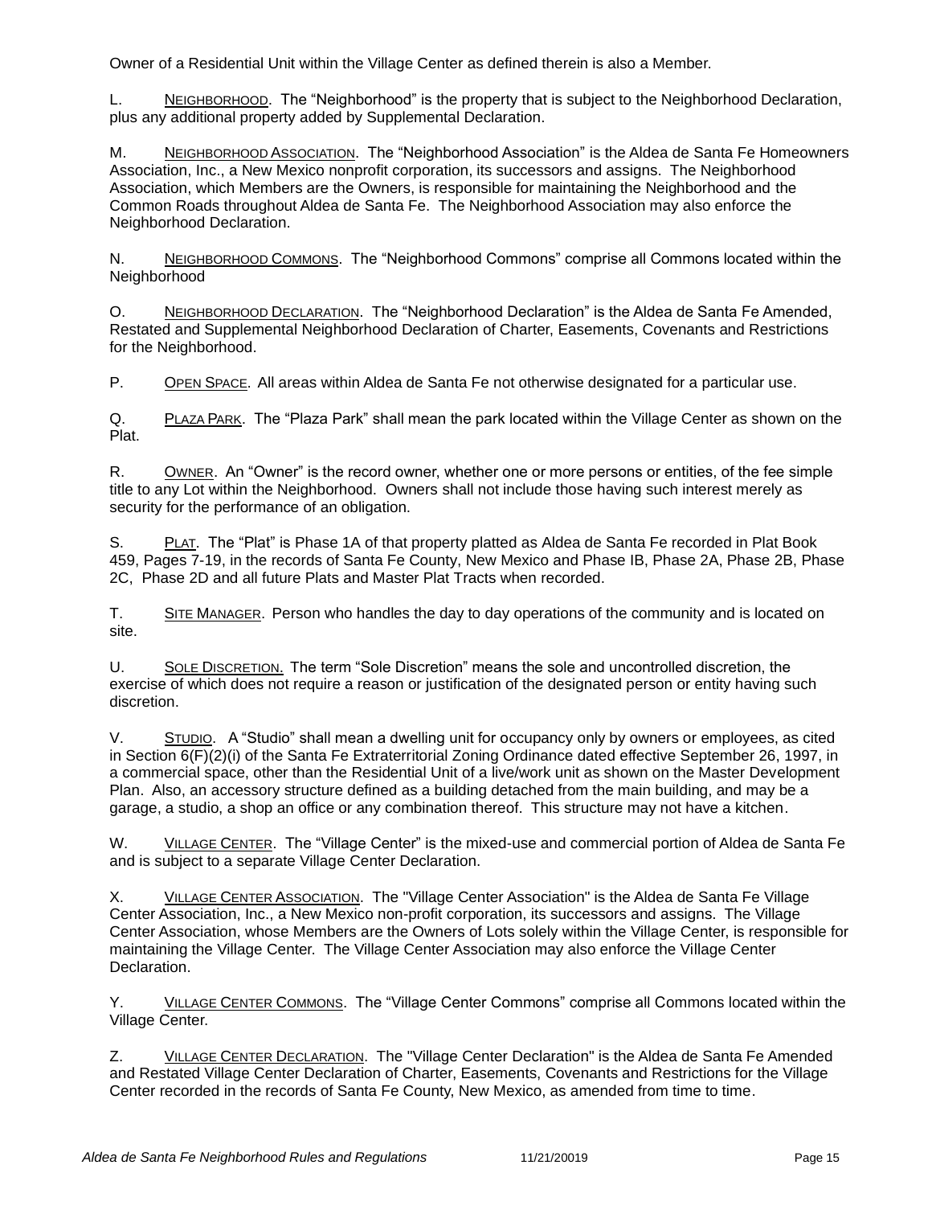Owner of a Residential Unit within the Village Center as defined therein is also a Member.

L. NEIGHBORHOOD. The "Neighborhood" is the property that is subject to the Neighborhood Declaration, plus any additional property added by Supplemental Declaration.

M. NEIGHBORHOOD ASSOCIATION. The "Neighborhood Association" is the Aldea de Santa Fe Homeowners Association, Inc., a New Mexico nonprofit corporation, its successors and assigns. The Neighborhood Association, which Members are the Owners, is responsible for maintaining the Neighborhood and the Common Roads throughout Aldea de Santa Fe. The Neighborhood Association may also enforce the Neighborhood Declaration.

N. NEIGHBORHOOD COMMONS. The "Neighborhood Commons" comprise all Commons located within the Neighborhood

O. NEIGHBORHOOD DECLARATION. The "Neighborhood Declaration" is the Aldea de Santa Fe Amended, Restated and Supplemental Neighborhood Declaration of Charter, Easements, Covenants and Restrictions for the Neighborhood.

P. OPEN SPACE. All areas within Aldea de Santa Fe not otherwise designated for a particular use.

Q. PLAZA PARK. The "Plaza Park" shall mean the park located within the Village Center as shown on the Plat.

R. OWNER. An "Owner" is the record owner, whether one or more persons or entities, of the fee simple title to any Lot within the Neighborhood. Owners shall not include those having such interest merely as security for the performance of an obligation.

S. PLAT. The "Plat" is Phase 1A of that property platted as Aldea de Santa Fe recorded in Plat Book 459, Pages 7-19, in the records of Santa Fe County, New Mexico and Phase IB, Phase 2A, Phase 2B, Phase 2C, Phase 2D and all future Plats and Master Plat Tracts when recorded.

T. SITE MANAGER. Person who handles the day to day operations of the community and is located on site.

U. SOLE DISCRETION. The term "Sole Discretion" means the sole and uncontrolled discretion, the exercise of which does not require a reason or justification of the designated person or entity having such discretion.

V. STUDIO. A "Studio" shall mean a dwelling unit for occupancy only by owners or employees, as cited in Section 6(F)(2)(i) of the Santa Fe Extraterritorial Zoning Ordinance dated effective September 26, 1997, in a commercial space, other than the Residential Unit of a live/work unit as shown on the Master Development Plan. Also, an accessory structure defined as a building detached from the main building, and may be a garage, a studio, a shop an office or any combination thereof. This structure may not have a kitchen.

W. VILLAGE CENTER. The "Village Center" is the mixed-use and commercial portion of Aldea de Santa Fe and is subject to a separate Village Center Declaration.

X. VILLAGE CENTER ASSOCIATION. The "Village Center Association" is the Aldea de Santa Fe Village Center Association, Inc., a New Mexico non-profit corporation, its successors and assigns. The Village Center Association, whose Members are the Owners of Lots solely within the Village Center, is responsible for maintaining the Village Center. The Village Center Association may also enforce the Village Center Declaration.

Y. VILLAGE CENTER COMMONS. The "Village Center Commons" comprise all Commons located within the Village Center.

Z. VILLAGE CENTER DECLARATION. The "Village Center Declaration" is the Aldea de Santa Fe Amended and Restated Village Center Declaration of Charter, Easements, Covenants and Restrictions for the Village Center recorded in the records of Santa Fe County, New Mexico, as amended from time to time.